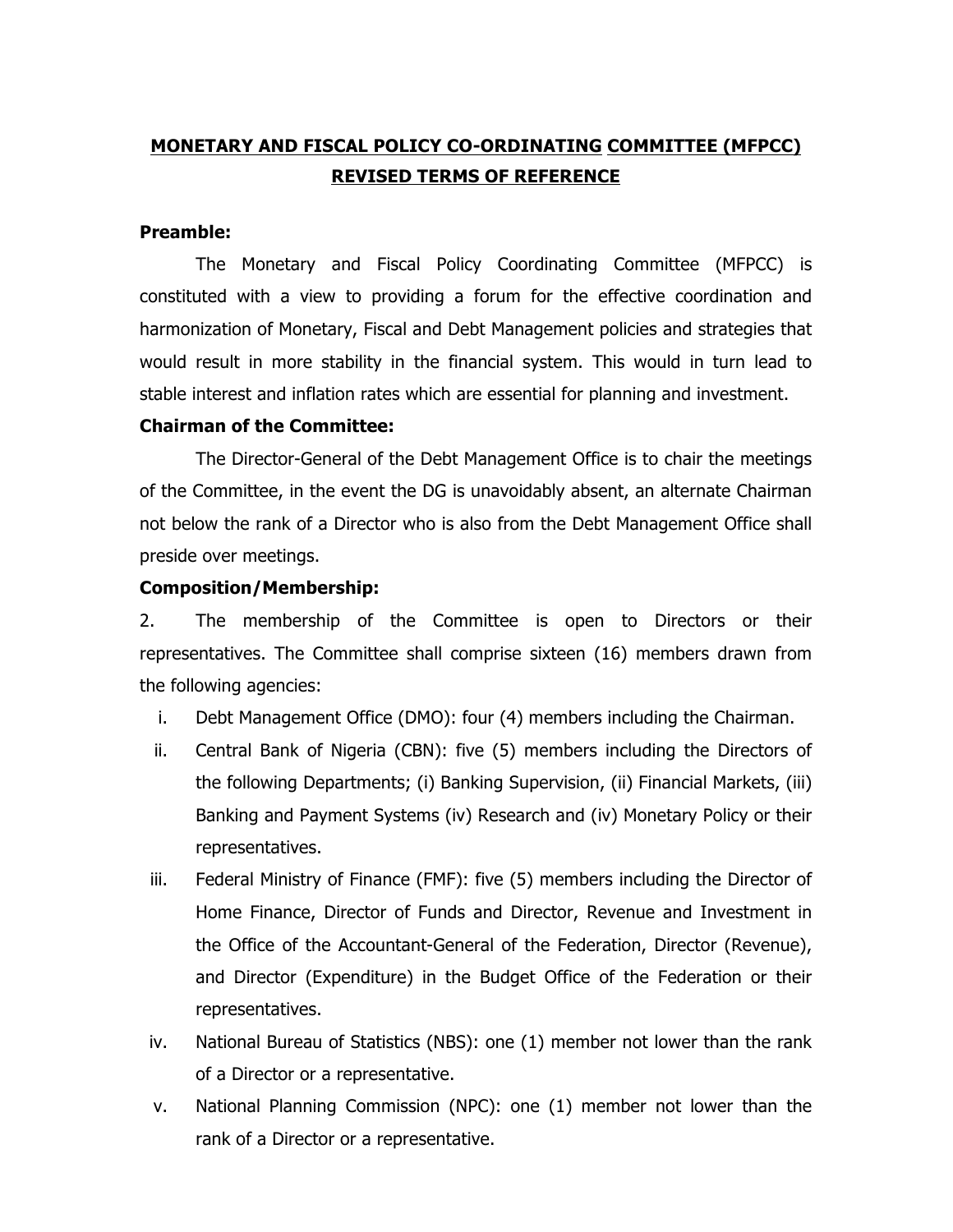# MONETARY AND FISCAL POLICY CO-ORDINATING COMMITTEE (MFPCC) REVISED TERMS OF REFERENCE

**Preamble:**

The Monetary and Fiscal Policy Coordinating Committee (MFPCC) is constituted with a view to providing a forum for the effective coordination and harmonization of Monetary, Fiscal and Debt Management policies and strategies that would result in more stability in the financial system. This would in turn lead to stable interest and inflation rates which are essential for planning and investment.

**Chairman of the Committee:**

The Director-General of the Debt Management Office is to chair the meetings of the Committee, in the event the DG is unavoidably absent, an alternate Chairman not below the rank of a Director who is also from the Debt Management Office shall preside over meetings.

**Composition/Membership:**

2. The membership of the Committee is open to Directors or their representatives. The Committee shall comprise sixteen (16) members drawn from the following agencies:

i. Debt Management Office (DMO): four (4) members including the Chairman.

ii. Central Bank of Nigeria (CBN): five (5) members including the Directors of the following Departments; (i) Banking Supervision, (ii) Financial Markets, (iii) Banking and Payment Systems (iv) Research and (iv) Monetary Policy or their representatives.

iii. Federal Ministry of Finance (FMF): five (5) members including the Director of Home Finance, Director of Funds and Director, Revenue and Investment in the Office of the Accountant-General of the Federation, Director (Revenue), and Director (Expenditure) in the Budget Office of the Federation or their representatives.

iv. National Bureau of Statistics (NBS): one (1) member not lower than the rank of a Director or a representative.

v. National Planning Commission (NPC): one (1) member not lower than the rank of a Director or a representative.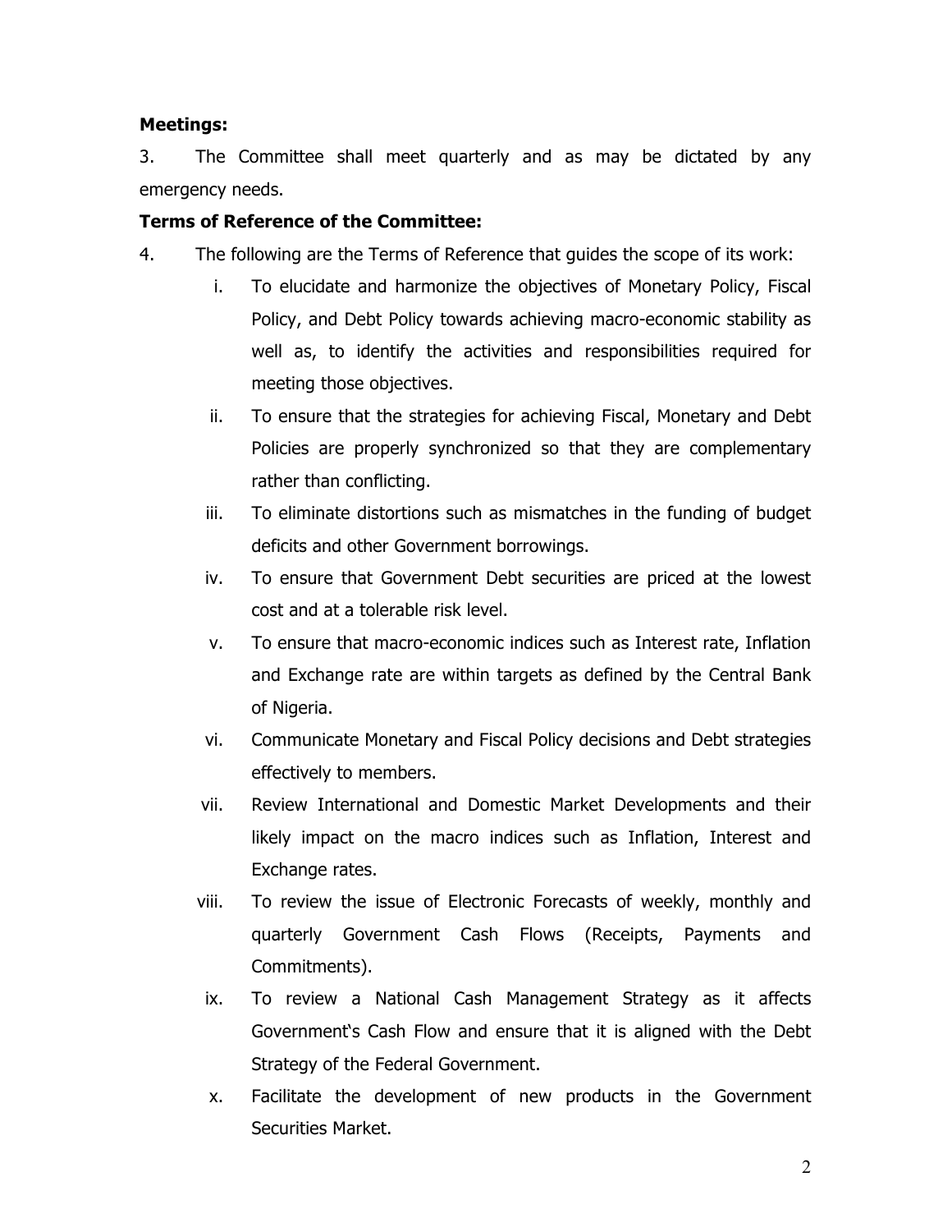**Meetings:**

3. The Committee shall meet quarterly and as may be dictated by any emergency needs.

**Terms of Reference of the Committee:**

4. The following are the Terms of Reference that guides the scope of its work:

   i. To elucidate and harmonize the objectives of Monetary Policy, Fiscal Policy, and Debt Policy towards achieving macro-economic stability as well as, to identify the activities and responsibilities required for meeting those objectives.

   ii. To ensure that the strategies for achieving Fiscal, Monetary and Debt Policies are properly synchronized so that they are complementary rather than conflicting.

   iii. To eliminate distortions such as mismatches in the funding of budget deficits and other Government borrowings.

   iv. To ensure that Government Debt securities are priced at the lowest cost and at a tolerable risk level.

   v. To ensure that macro-economic indices such as Interest rate, Inflation and Exchange rate are within targets as defined by the Central Bank of Nigeria.

   vi. Communicate Monetary and Fiscal Policy decisions and Debt strategies effectively to members.

   vii. Review International and Domestic Market Developments and their likely impact on the macro indices such as Inflation, Interest and Exchange rates.

   viii. To review the issue of Electronic Forecasts of weekly, monthly and quarterly Government Cash Flows (Receipts, Payments and Commitments).

   ix. To review a National Cash Management Strategy as it affects Government's Cash Flow and ensure that it is aligned with the Debt Strategy of the Federal Government.

   x. Facilitate the development of new products in the Government Securities Market.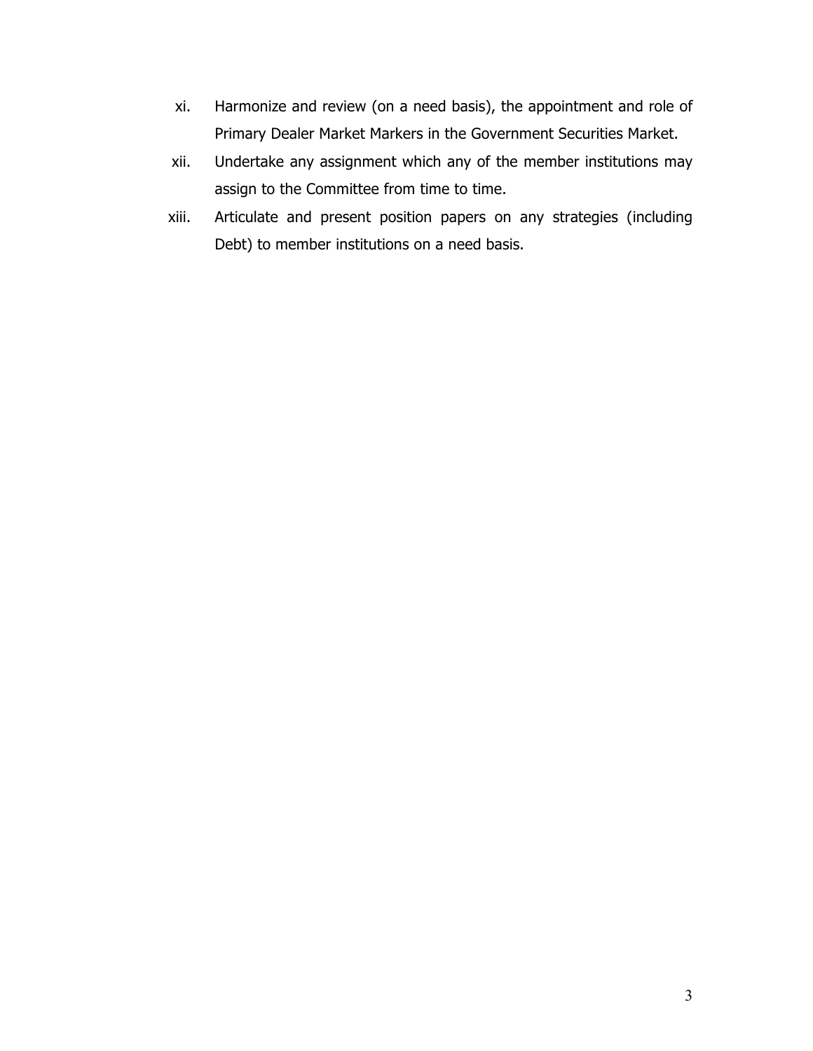xi. Harmonize and review (on a need basis), the appointment and role of Primary Dealer Market Markers in the Government Securities Market.

xii. Undertake any assignment which any of the member institutions may assign to the Committee from time to time.

xiii. Articulate and present position papers on any strategies (including Debt) to member institutions on a need basis.